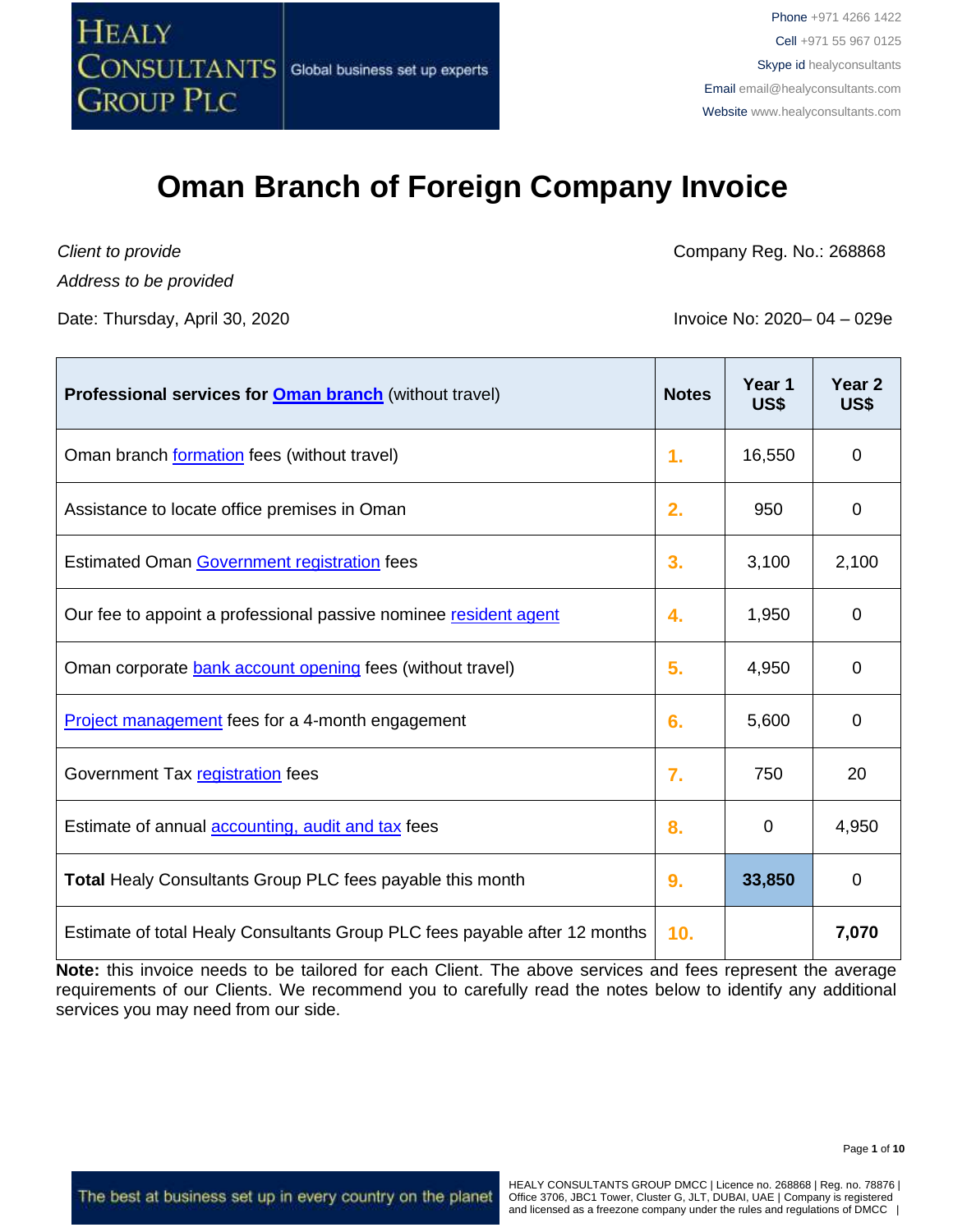HEALY CONSULTANTS GROUP PLC — Global business set up experts

Phone +971 4266 1422
Cell +971 55 967 0125
Skype id healyconsultants
Email email@healyconsultants.com
Website www.healyconsultants.com

# Oman Branch of Foreign Company Invoice

*Client to provide*
*Address to be provided*

Company Reg. No.: 268868

Date: Thursday, April 30, 2020

Invoice No: 2020– 04 – 029e

| **Professional services for Oman branch** (without travel) | **Notes** | **Year 1 US$** | **Year 2 US$** |
|---|---|---|---|
| Oman branch formation fees (without travel) | 1. | 16,550 | 0 |
| Assistance to locate office premises in Oman | 2. | 950 | 0 |
| Estimated Oman Government registration fees | 3. | 3,100 | 2,100 |
| Our fee to appoint a professional passive nominee resident agent | 4. | 1,950 | 0 |
| Oman corporate bank account opening fees (without travel) | 5. | 4,950 | 0 |
| Project management fees for a 4-month engagement | 6. | 5,600 | 0 |
| Government Tax registration fees | 7. | 750 | 20 |
| Estimate of annual accounting, audit and tax fees | 8. | 0 | 4,950 |
| **Total** Healy Consultants Group PLC fees payable this month | 9. | **33,850** | 0 |
| Estimate of total Healy Consultants Group PLC fees payable after 12 months | 10. | | **7,070** |

**Note:** this invoice needs to be tailored for each Client. The above services and fees represent the average requirements of our Clients. We recommend you to carefully read the notes below to identify any additional services you may need from our side.

The best at business set up in every country on the planet

HEALY CONSULTANTS GROUP DMCC | Licence no. 268868 | Reg. no. 78876 | Office 3706, JBC1 Tower, Cluster G, JLT, DUBAI, UAE | Company is registered and licensed as a freezone company under the rules and regulations of DMCC |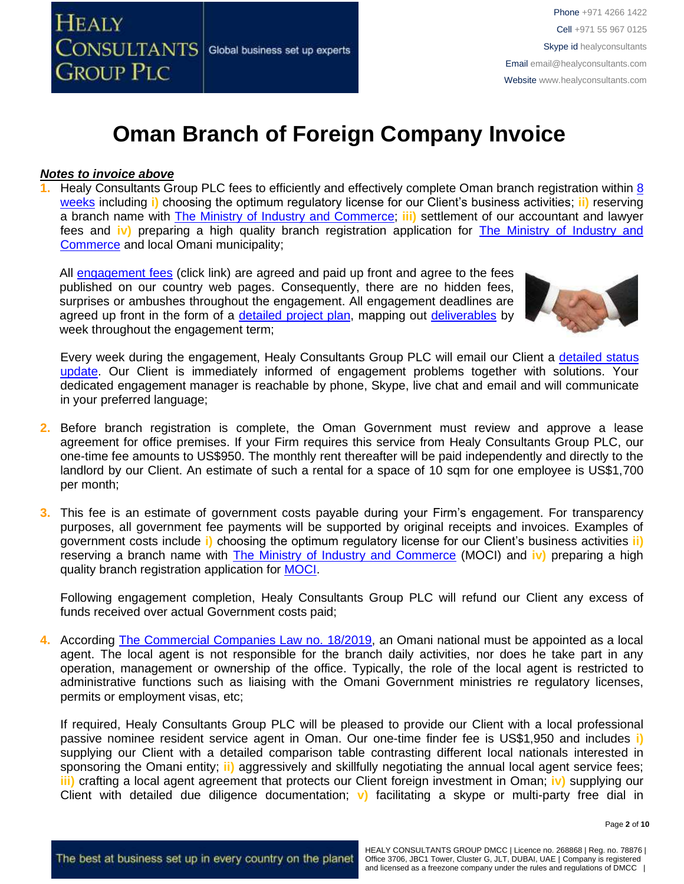# Oman Branch of Foreign Company Invoice

***Notes to invoice above***

1. Healy Consultants Group PLC fees to efficiently and effectively complete Oman branch registration within 8 weeks including **i)** choosing the optimum regulatory license for our Client's business activities; **ii)** reserving a branch name with The Ministry of Industry and Commerce; **iii)** settlement of our accountant and lawyer fees and **iv)** preparing a high quality branch registration application for The Ministry of Industry and Commerce and local Omani municipality;

   All engagement fees (click link) are agreed and paid up front and agree to the fees published on our country web pages. Consequently, there are no hidden fees, surprises or ambushes throughout the engagement. All engagement deadlines are agreed up front in the form of a detailed project plan, mapping out deliverables by week throughout the engagement term;

   Every week during the engagement, Healy Consultants Group PLC will email our Client a detailed status update. Our Client is immediately informed of engagement problems together with solutions. Your dedicated engagement manager is reachable by phone, Skype, live chat and email and will communicate in your preferred language;

2. Before branch registration is complete, the Oman Government must review and approve a lease agreement for office premises. If your Firm requires this service from Healy Consultants Group PLC, our one-time fee amounts to US$950. The monthly rent thereafter will be paid independently and directly to the landlord by our Client. An estimate of such a rental for a space of 10 sqm for one employee is US$1,700 per month;

3. This fee is an estimate of government costs payable during your Firm's engagement. For transparency purposes, all government fee payments will be supported by original receipts and invoices. Examples of government costs include **i)** choosing the optimum regulatory license for our Client's business activities **ii)** reserving a branch name with The Ministry of Industry and Commerce (MOCI) and **iv)** preparing a high quality branch registration application for MOCI.

   Following engagement completion, Healy Consultants Group PLC will refund our Client any excess of funds received over actual Government costs paid;

4. According The Commercial Companies Law no. 18/2019, an Omani national must be appointed as a local agent. The local agent is not responsible for the branch daily activities, nor does he take part in any operation, management or ownership of the office. Typically, the role of the local agent is restricted to administrative functions such as liaising with the Omani Government ministries re regulatory licenses, permits or employment visas, etc;

   If required, Healy Consultants Group PLC will be pleased to provide our Client with a local professional passive nominee resident service agent in Oman. Our one-time finder fee is US$1,950 and includes **i)** supplying our Client with a detailed comparison table contrasting different local nationals interested in sponsoring the Omani entity; **ii)** aggressively and skillfully negotiating the annual local agent service fees; **iii)** crafting a local agent agreement that protects our Client foreign investment in Oman; **iv)** supplying our Client with detailed due diligence documentation; **v)** facilitating a skype or multi-party free dial in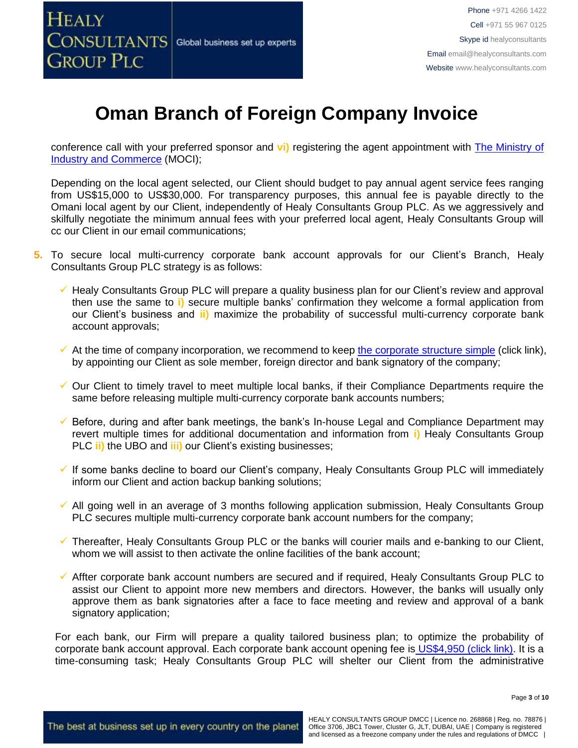# Oman Branch of Foreign Company Invoice

conference call with your preferred sponsor and **vi)** registering the agent appointment with [The Ministry of Industry and Commerce]() (MOCI);

Depending on the local agent selected, our Client should budget to pay annual agent service fees ranging from US$15,000 to US$30,000. For transparency purposes, this annual fee is payable directly to the Omani local agent by our Client, independently of Healy Consultants Group PLC. As we aggressively and skilfully negotiate the minimum annual fees with your preferred local agent, Healy Consultants Group will cc our Client in our email communications;

5. To secure local multi-currency corporate bank account approvals for our Client's Branch, Healy Consultants Group PLC strategy is as follows:

   - ✓ Healy Consultants Group PLC will prepare a quality business plan for our Client's review and approval then use the same to **i)** secure multiple banks' confirmation they welcome a formal application from our Client's business and **ii)** maximize the probability of successful multi-currency corporate bank account approvals;

   - ✓ At the time of company incorporation, we recommend to keep [the corporate structure simple]() (click link), by appointing our Client as sole member, foreign director and bank signatory of the company;

   - ✓ Our Client to timely travel to meet multiple local banks, if their Compliance Departments require the same before releasing multiple multi-currency corporate bank accounts numbers;

   - ✓ Before, during and after bank meetings, the bank's In-house Legal and Compliance Department may revert multiple times for additional documentation and information from **i)** Healy Consultants Group PLC **ii)** the UBO and **iii)** our Client's existing businesses;

   - ✓ If some banks decline to board our Client's company, Healy Consultants Group PLC will immediately inform our Client and action backup banking solutions;

   - ✓ All going well in an average of 3 months following application submission, Healy Consultants Group PLC secures multiple multi-currency corporate bank account numbers for the company;

   - ✓ Thereafter, Healy Consultants Group PLC or the banks will courier mails and e-banking to our Client, whom we will assist to then activate the online facilities of the bank account;

   - ✓ Affter corporate bank account numbers are secured and if required, Healy Consultants Group PLC to assist our Client to appoint more new members and directors. However, the banks will usually only approve them as bank signatories after a face to face meeting and review and approval of a bank signatory application;

For each bank, our Firm will prepare a quality tailored business plan; to optimize the probability of corporate bank account approval. Each corporate bank account opening fee is [US$4,950 (click link)](). It is a time-consuming task; Healy Consultants Group PLC will shelter our Client from the administrative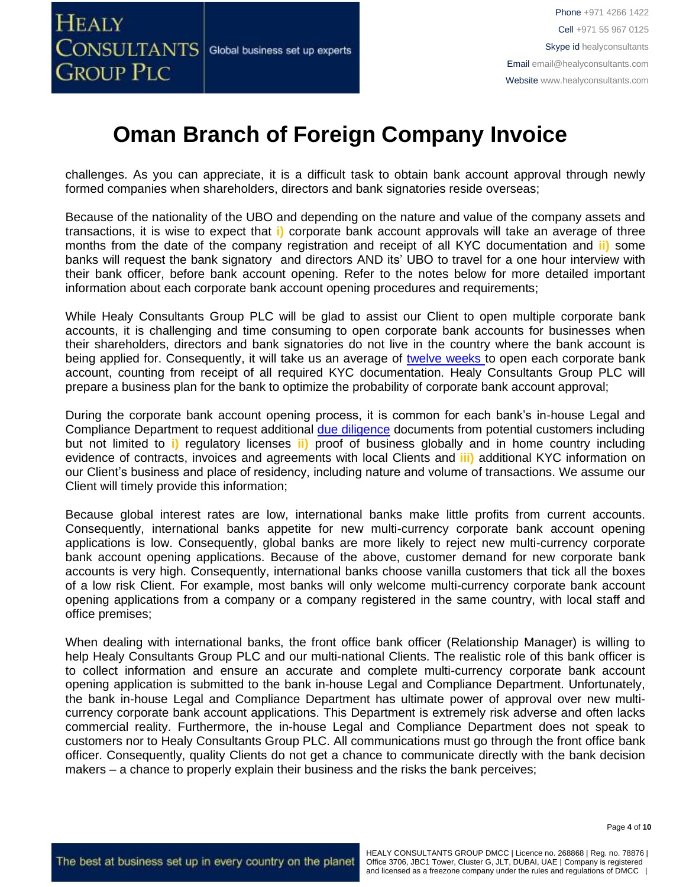# Oman Branch of Foreign Company Invoice

challenges. As you can appreciate, it is a difficult task to obtain bank account approval through newly formed companies when shareholders, directors and bank signatories reside overseas;

Because of the nationality of the UBO and depending on the nature and value of the company assets and transactions, it is wise to expect that **i)** corporate bank account approvals will take an average of three months from the date of the company registration and receipt of all KYC documentation and **ii)** some banks will request the bank signatory and directors AND its' UBO to travel for a one hour interview with their bank officer, before bank account opening. Refer to the notes below for more detailed important information about each corporate bank account opening procedures and requirements;

While Healy Consultants Group PLC will be glad to assist our Client to open multiple corporate bank accounts, it is challenging and time consuming to open corporate bank accounts for businesses when their shareholders, directors and bank signatories do not live in the country where the bank account is being applied for. Consequently, it will take us an average of [twelve weeks] to open each corporate bank account, counting from receipt of all required KYC documentation. Healy Consultants Group PLC will prepare a business plan for the bank to optimize the probability of corporate bank account approval;

During the corporate bank account opening process, it is common for each bank's in-house Legal and Compliance Department to request additional [due diligence] documents from potential customers including but not limited to **i)** regulatory licenses **ii)** proof of business globally and in home country including evidence of contracts, invoices and agreements with local Clients and **iii)** additional KYC information on our Client's business and place of residency, including nature and volume of transactions. We assume our Client will timely provide this information;

Because global interest rates are low, international banks make little profits from current accounts. Consequently, international banks appetite for new multi-currency corporate bank account opening applications is low. Consequently, global banks are more likely to reject new multi-currency corporate bank account opening applications. Because of the above, customer demand for new corporate bank accounts is very high. Consequently, international banks choose vanilla customers that tick all the boxes of a low risk Client. For example, most banks will only welcome multi-currency corporate bank account opening applications from a company or a company registered in the same country, with local staff and office premises;

When dealing with international banks, the front office bank officer (Relationship Manager) is willing to help Healy Consultants Group PLC and our multi-national Clients. The realistic role of this bank officer is to collect information and ensure an accurate and complete multi-currency corporate bank account opening application is submitted to the bank in-house Legal and Compliance Department. Unfortunately, the bank in-house Legal and Compliance Department has ultimate power of approval over new multi-currency corporate bank account applications. This Department is extremely risk adverse and often lacks commercial reality. Furthermore, the in-house Legal and Compliance Department does not speak to customers nor to Healy Consultants Group PLC. All communications must go through the front office bank officer. Consequently, quality Clients do not get a chance to communicate directly with the bank decision makers – a chance to properly explain their business and the risks the bank perceives;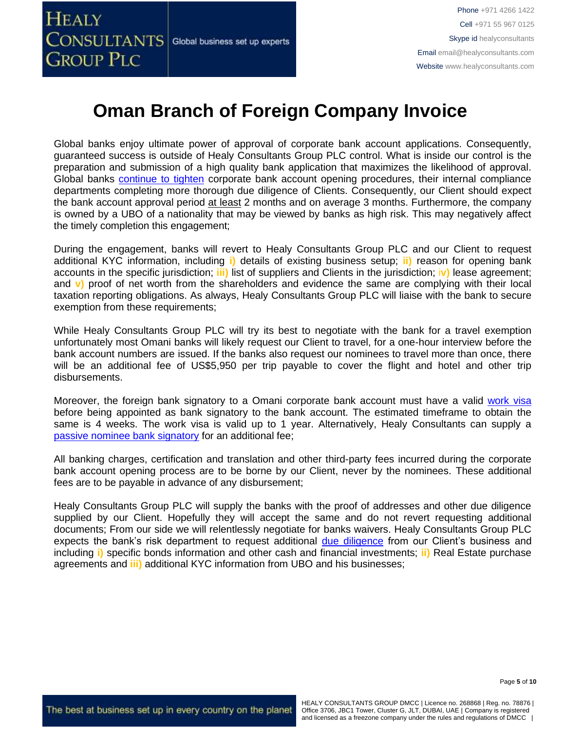# Oman Branch of Foreign Company Invoice

Global banks enjoy ultimate power of approval of corporate bank account applications. Consequently, guaranteed success is outside of Healy Consultants Group PLC control. What is inside our control is the preparation and submission of a high quality bank application that maximizes the likelihood of approval. Global banks continue to tighten corporate bank account opening procedures, their internal compliance departments completing more thorough due diligence of Clients. Consequently, our Client should expect the bank account approval period at least 2 months and on average 3 months. Furthermore, the company is owned by a UBO of a nationality that may be viewed by banks as high risk. This may negatively affect the timely completion this engagement;

During the engagement, banks will revert to Healy Consultants Group PLC and our Client to request additional KYC information, including **i)** details of existing business setup; **ii)** reason for opening bank accounts in the specific jurisdiction; **iii)** list of suppliers and Clients in the jurisdiction; **iv)** lease agreement; and **v)** proof of net worth from the shareholders and evidence the same are complying with their local taxation reporting obligations. As always, Healy Consultants Group PLC will liaise with the bank to secure exemption from these requirements;

While Healy Consultants Group PLC will try its best to negotiate with the bank for a travel exemption unfortunately most Omani banks will likely request our Client to travel, for a one-hour interview before the bank account numbers are issued. If the banks also request our nominees to travel more than once, there will be an additional fee of US$5,950 per trip payable to cover the flight and hotel and other trip disbursements.

Moreover, the foreign bank signatory to a Omani corporate bank account must have a valid work visa before being appointed as bank signatory to the bank account. The estimated timeframe to obtain the same is 4 weeks. The work visa is valid up to 1 year. Alternatively, Healy Consultants can supply a passive nominee bank signatory for an additional fee;

All banking charges, certification and translation and other third-party fees incurred during the corporate bank account opening process are to be borne by our Client, never by the nominees. These additional fees are to be payable in advance of any disbursement;

Healy Consultants Group PLC will supply the banks with the proof of addresses and other due diligence supplied by our Client. Hopefully they will accept the same and do not revert requesting additional documents; From our side we will relentlessly negotiate for banks waivers. Healy Consultants Group PLC expects the bank's risk department to request additional due diligence from our Client's business and including **i)** specific bonds information and other cash and financial investments; **ii)** Real Estate purchase agreements and **iii)** additional KYC information from UBO and his businesses;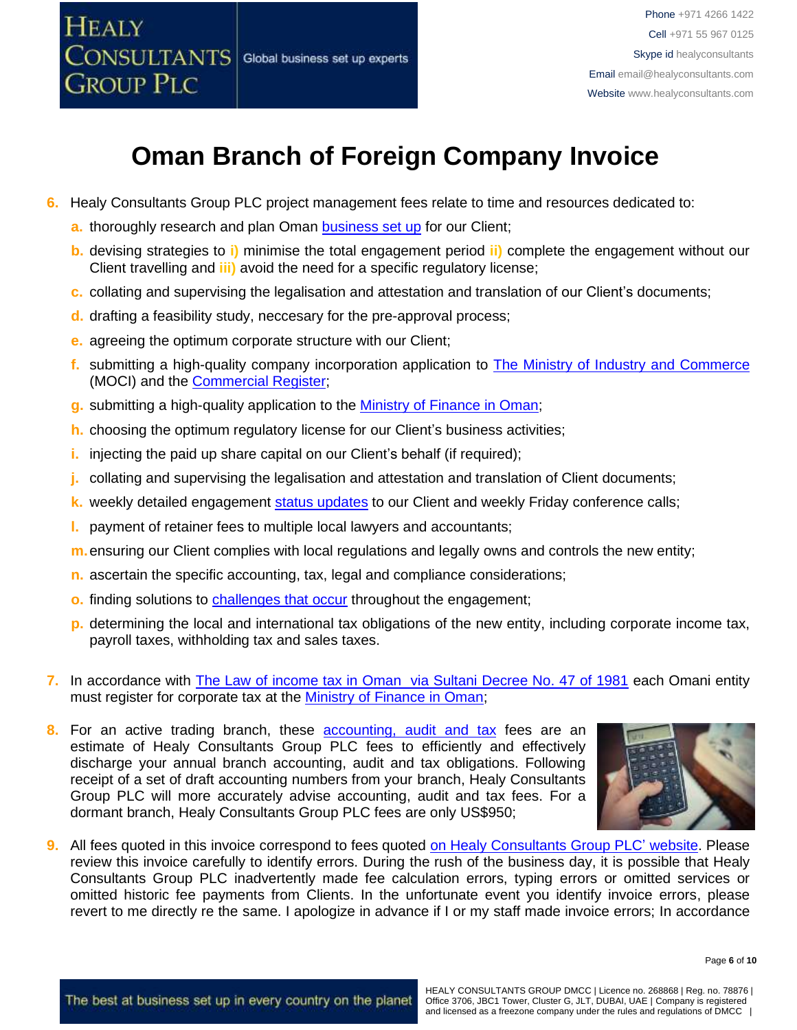# Oman Branch of Foreign Company Invoice

6. Healy Consultants Group PLC project management fees relate to time and resources dedicated to:
   a. thoroughly research and plan Oman business set up for our Client;
   b. devising strategies to i) minimise the total engagement period ii) complete the engagement without our Client travelling and iii) avoid the need for a specific regulatory license;
   c. collating and supervising the legalisation and attestation and translation of our Client's documents;
   d. drafting a feasibility study, neccesary for the pre-approval process;
   e. agreeing the optimum corporate structure with our Client;
   f. submitting a high-quality company incorporation application to The Ministry of Industry and Commerce (MOCI) and the Commercial Register;
   g. submitting a high-quality application to the Ministry of Finance in Oman;
   h. choosing the optimum regulatory license for our Client's business activities;
   i. injecting the paid up share capital on our Client's behalf (if required);
   j. collating and supervising the legalisation and attestation and translation of Client documents;
   k. weekly detailed engagement status updates to our Client and weekly Friday conference calls;
   l. payment of retainer fees to multiple local lawyers and accountants;
   m. ensuring our Client complies with local regulations and legally owns and controls the new entity;
   n. ascertain the specific accounting, tax, legal and compliance considerations;
   o. finding solutions to challenges that occur throughout the engagement;
   p. determining the local and international tax obligations of the new entity, including corporate income tax, payroll taxes, withholding tax and sales taxes.

7. In accordance with The Law of income tax in Oman via Sultani Decree No. 47 of 1981 each Omani entity must register for corporate tax at the Ministry of Finance in Oman;

8. For an active trading branch, these accounting, audit and tax fees are an estimate of Healy Consultants Group PLC fees to efficiently and effectively discharge your annual branch accounting, audit and tax obligations. Following receipt of a set of draft accounting numbers from your branch, Healy Consultants Group PLC will more accurately advise accounting, audit and tax fees. For a dormant branch, Healy Consultants Group PLC fees are only US$950;

9. All fees quoted in this invoice correspond to fees quoted on Healy Consultants Group PLC' website. Please review this invoice carefully to identify errors. During the rush of the business day, it is possible that Healy Consultants Group PLC inadvertently made fee calculation errors, typing errors or omitted services or omitted historic fee payments from Clients. In the unfortunate event you identify invoice errors, please revert to me directly re the same. I apologize in advance if I or my staff made invoice errors; In accordance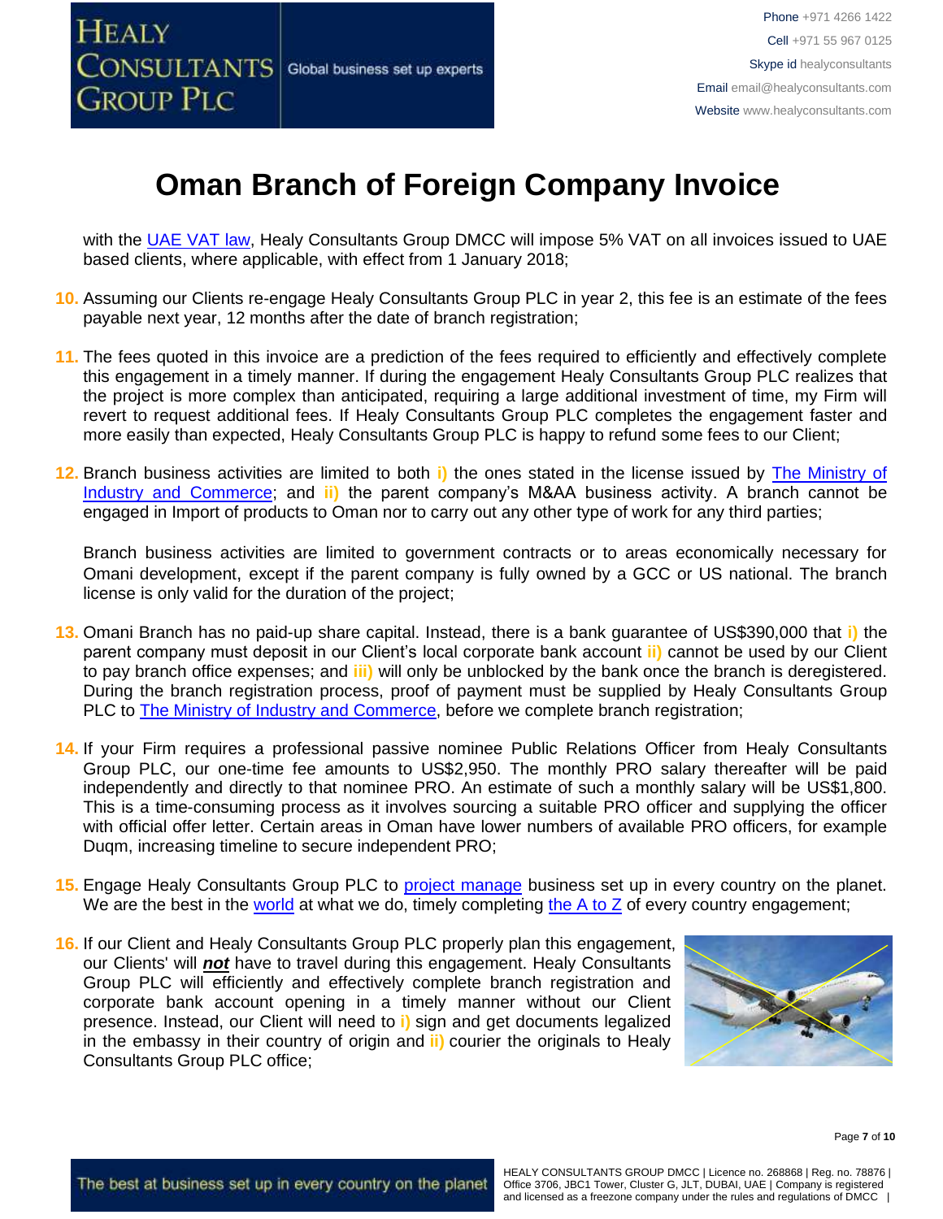# Oman Branch of Foreign Company Invoice

with the UAE VAT law, Healy Consultants Group DMCC will impose 5% VAT on all invoices issued to UAE based clients, where applicable, with effect from 1 January 2018;

10. Assuming our Clients re-engage Healy Consultants Group PLC in year 2, this fee is an estimate of the fees payable next year, 12 months after the date of branch registration;

11. The fees quoted in this invoice are a prediction of the fees required to efficiently and effectively complete this engagement in a timely manner. If during the engagement Healy Consultants Group PLC realizes that the project is more complex than anticipated, requiring a large additional investment of time, my Firm will revert to request additional fees. If Healy Consultants Group PLC completes the engagement faster and more easily than expected, Healy Consultants Group PLC is happy to refund some fees to our Client;

12. Branch business activities are limited to both **i)** the ones stated in the license issued by The Ministry of Industry and Commerce; and **ii)** the parent company's M&AA business activity. A branch cannot be engaged in Import of products to Oman nor to carry out any other type of work for any third parties;

    Branch business activities are limited to government contracts or to areas economically necessary for Omani development, except if the parent company is fully owned by a GCC or US national. The branch license is only valid for the duration of the project;

13. Omani Branch has no paid-up share capital. Instead, there is a bank guarantee of US$390,000 that **i)** the parent company must deposit in our Client's local corporate bank account **ii)** cannot be used by our Client to pay branch office expenses; and **iii)** will only be unblocked by the bank once the branch is deregistered. During the branch registration process, proof of payment must be supplied by Healy Consultants Group PLC to The Ministry of Industry and Commerce, before we complete branch registration;

14. If your Firm requires a professional passive nominee Public Relations Officer from Healy Consultants Group PLC, our one-time fee amounts to US$2,950. The monthly PRO salary thereafter will be paid independently and directly to that nominee PRO. An estimate of such a monthly salary will be US$1,800. This is a time-consuming process as it involves sourcing a suitable PRO officer and supplying the officer with official offer letter. Certain areas in Oman have lower numbers of available PRO officers, for example Duqm, increasing timeline to secure independent PRO;

15. Engage Healy Consultants Group PLC to project manage business set up in every country on the planet. We are the best in the world at what we do, timely completing the A to Z of every country engagement;

16. If our Client and Healy Consultants Group PLC properly plan this engagement, our Clients' will ***not*** have to travel during this engagement. Healy Consultants Group PLC will efficiently and effectively complete branch registration and corporate bank account opening in a timely manner without our Client presence. Instead, our Client will need to **i)** sign and get documents legalized in the embassy in their country of origin and **ii)** courier the originals to Healy Consultants Group PLC office;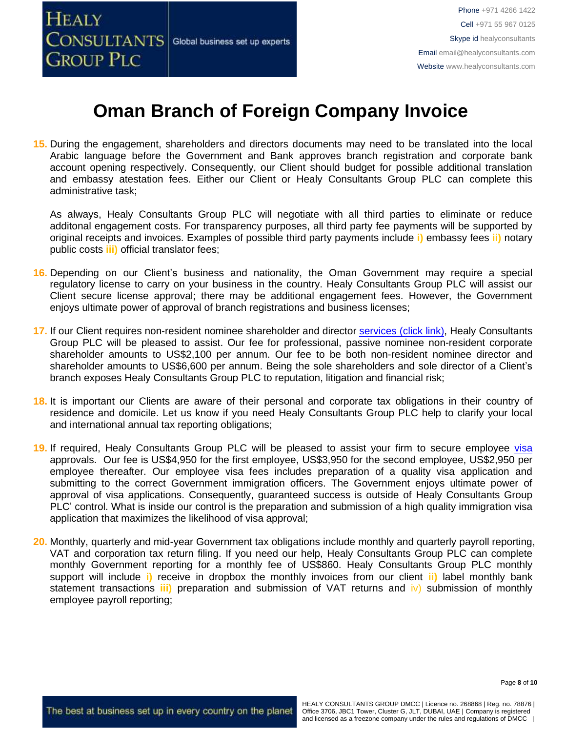# Oman Branch of Foreign Company Invoice

15. During the engagement, shareholders and directors documents may need to be translated into the local Arabic language before the Government and Bank approves branch registration and corporate bank account opening respectively. Consequently, our Client should budget for possible additional translation and embassy atestation fees. Either our Client or Healy Consultants Group PLC can complete this administrative task;

    As always, Healy Consultants Group PLC will negotiate with all third parties to eliminate or reduce additonal engagement costs. For transparency purposes, all third party fee payments will be supported by original receipts and invoices. Examples of possible third party payments include **i)** embassy fees **ii)** notary public costs **iii)** official translator fees;

16. Depending on our Client's business and nationality, the Oman Government may require a special regulatory license to carry on your business in the country. Healy Consultants Group PLC will assist our Client secure license approval; there may be additional engagement fees. However, the Government enjoys ultimate power of approval of branch registrations and business licenses;

17. If our Client requires non-resident nominee shareholder and director services (click link), Healy Consultants Group PLC will be pleased to assist. Our fee for professional, passive nominee non-resident corporate shareholder amounts to US$2,100 per annum. Our fee to be both non-resident nominee director and shareholder amounts to US$6,600 per annum. Being the sole shareholders and sole director of a Client's branch exposes Healy Consultants Group PLC to reputation, litigation and financial risk;

18. It is important our Clients are aware of their personal and corporate tax obligations in their country of residence and domicile. Let us know if you need Healy Consultants Group PLC help to clarify your local and international annual tax reporting obligations;

19. If required, Healy Consultants Group PLC will be pleased to assist your firm to secure employee visa approvals. Our fee is US$4,950 for the first employee, US$3,950 for the second employee, US$2,950 per employee thereafter. Our employee visa fees includes preparation of a quality visa application and submitting to the correct Government immigration officers. The Government enjoys ultimate power of approval of visa applications. Consequently, guaranteed success is outside of Healy Consultants Group PLC' control. What is inside our control is the preparation and submission of a high quality immigration visa application that maximizes the likelihood of visa approval;

20. Monthly, quarterly and mid-year Government tax obligations include monthly and quarterly payroll reporting, VAT and corporation tax return filing. If you need our help, Healy Consultants Group PLC can complete monthly Government reporting for a monthly fee of US$860. Healy Consultants Group PLC monthly support will include **i)** receive in dropbox the monthly invoices from our client **ii)** label monthly bank statement transactions **iii)** preparation and submission of VAT returns and iv) submission of monthly employee payroll reporting;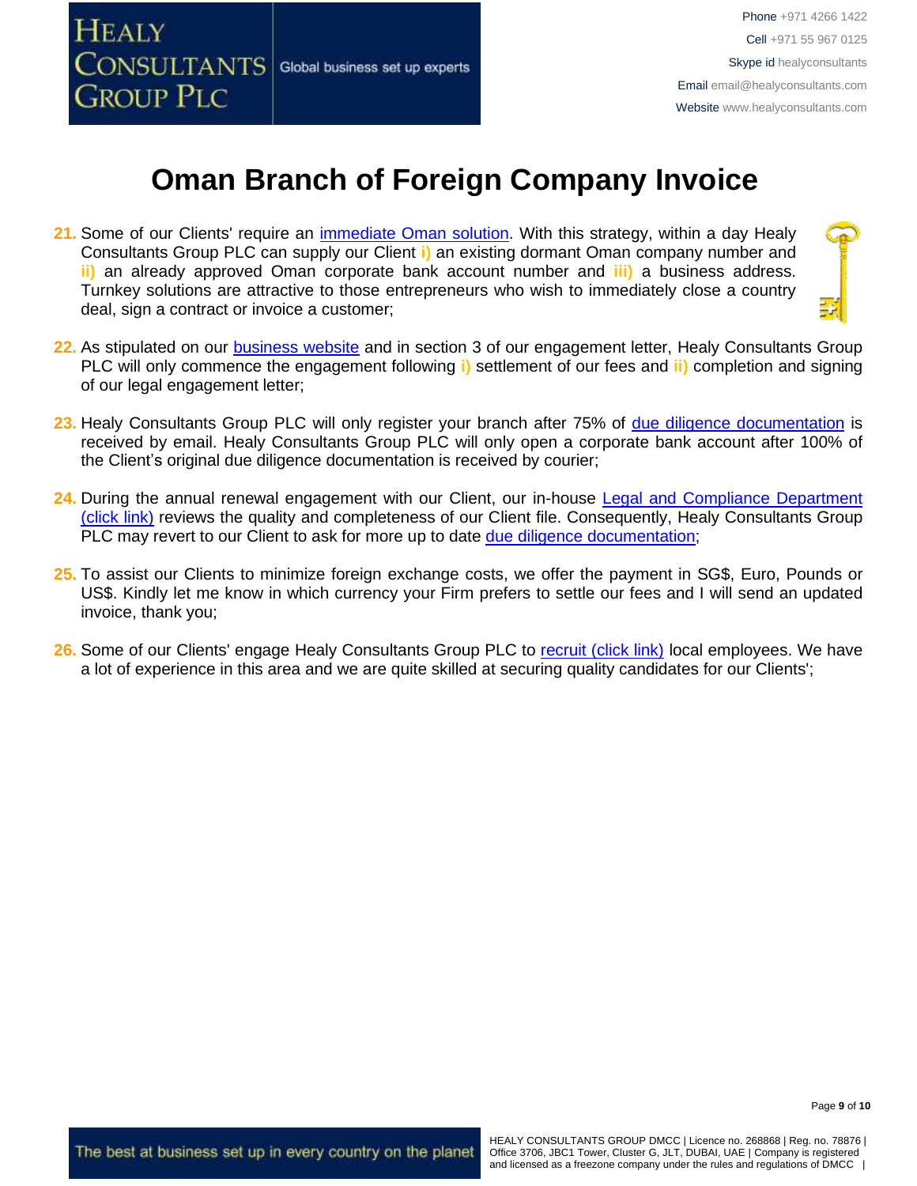# Oman Branch of Foreign Company Invoice

21. Some of our Clients' require an immediate Oman solution. With this strategy, within a day Healy Consultants Group PLC can supply our Client **i)** an existing dormant Oman company number and **ii)** an already approved Oman corporate bank account number and **iii)** a business address. Turnkey solutions are attractive to those entrepreneurs who wish to immediately close a country deal, sign a contract or invoice a customer;

22. As stipulated on our business website and in section 3 of our engagement letter, Healy Consultants Group PLC will only commence the engagement following **i)** settlement of our fees and **ii)** completion and signing of our legal engagement letter;

23. Healy Consultants Group PLC will only register your branch after 75% of due diligence documentation is received by email. Healy Consultants Group PLC will only open a corporate bank account after 100% of the Client's original due diligence documentation is received by courier;

24. During the annual renewal engagement with our Client, our in-house Legal and Compliance Department (click link) reviews the quality and completeness of our Client file. Consequently, Healy Consultants Group PLC may revert to our Client to ask for more up to date due diligence documentation;

25. To assist our Clients to minimize foreign exchange costs, we offer the payment in SG$, Euro, Pounds or US$. Kindly let me know in which currency your Firm prefers to settle our fees and I will send an updated invoice, thank you;

26. Some of our Clients' engage Healy Consultants Group PLC to recruit (click link) local employees. We have a lot of experience in this area and we are quite skilled at securing quality candidates for our Clients';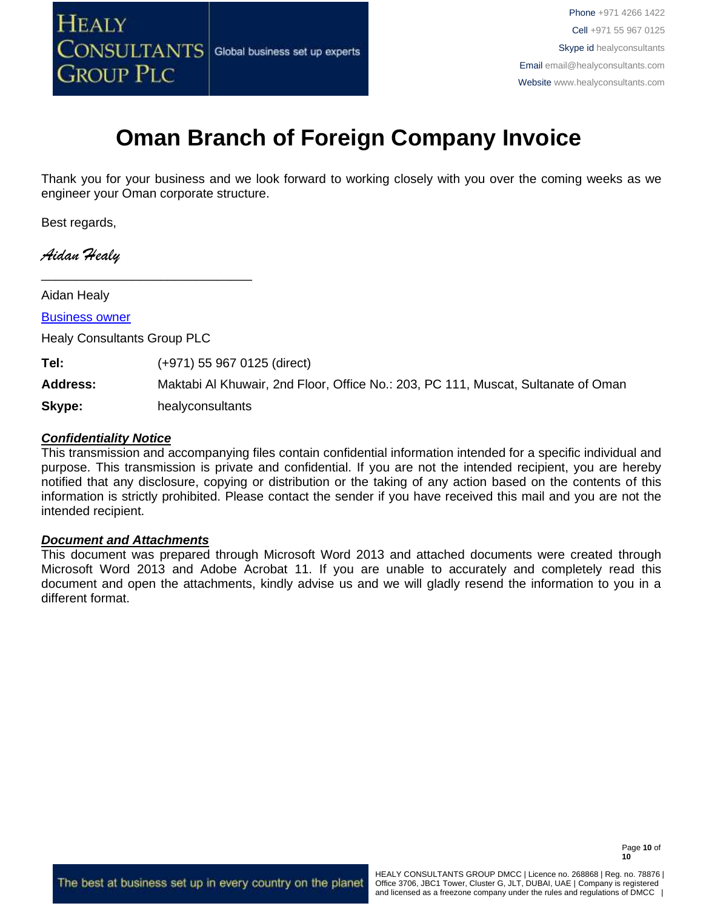# Oman Branch of Foreign Company Invoice

Thank you for your business and we look forward to working closely with you over the coming weeks as we engineer your Oman corporate structure.

Best regards,

*Aidan Healy*

______________________________

Aidan Healy

Business owner

Healy Consultants Group PLC

| | |
|---|---|
| **Tel:** | (+971) 55 967 0125 (direct) |
| **Address:** | Maktabi Al Khuwair, 2nd Floor, Office No.: 203, PC 111, Muscat, Sultanate of Oman |
| **Skype:** | healyconsultants |

***Confidentiality Notice***

This transmission and accompanying files contain confidential information intended for a specific individual and purpose. This transmission is private and confidential. If you are not the intended recipient, you are hereby notified that any disclosure, copying or distribution or the taking of any action based on the contents of this information is strictly prohibited. Please contact the sender if you have received this mail and you are not the intended recipient.

***Document and Attachments***

This document was prepared through Microsoft Word 2013 and attached documents were created through Microsoft Word 2013 and Adobe Acrobat 11. If you are unable to accurately and completely read this document and open the attachments, kindly advise us and we will gladly resend the information to you in a different format.